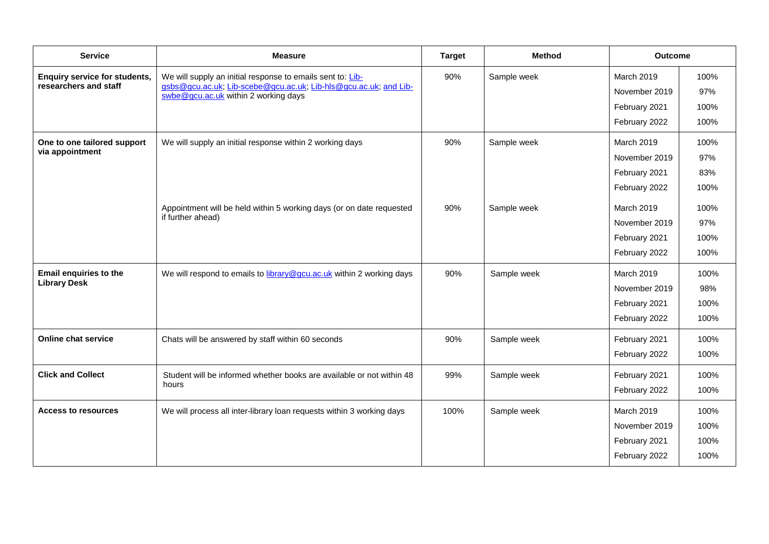| Service | Measure | Target | Method | Outcome | |
|---|---|---|---|---|---|
| **Enquiry service for students, researchers and staff** | We will supply an initial response to emails sent to: Lib-gsbs@gcu.ac.uk; Lib-scebe@gcu.ac.uk; Lib-hls@gcu.ac.uk; and Lib-swbe@gcu.ac.uk within 2 working days | 90% | Sample week | March 2019 | 100% |
| | | | | November 2019 | 97% |
| | | | | February 2021 | 100% |
| | | | | February 2022 | 100% |
| **One to one tailored support via appointment** | We will supply an initial response within 2 working days | 90% | Sample week | March 2019 | 100% |
| | | | | November 2019 | 97% |
| | | | | February 2021 | 83% |
| | | | | February 2022 | 100% |
| | Appointment will be held within 5 working days (or on date requested if further ahead) | 90% | Sample week | March 2019 | 100% |
| | | | | November 2019 | 97% |
| | | | | February 2021 | 100% |
| | | | | February 2022 | 100% |
| **Email enquiries to the Library Desk** | We will respond to emails to library@gcu.ac.uk within 2 working days | 90% | Sample week | March 2019 | 100% |
| | | | | November 2019 | 98% |
| | | | | February 2021 | 100% |
| | | | | February 2022 | 100% |
| **Online chat service** | Chats will be answered by staff within 60 seconds | 90% | Sample week | February 2021 | 100% |
| | | | | February 2022 | 100% |
| **Click and Collect** | Student will be informed whether books are available or not within 48 hours | 99% | Sample week | February 2021 | 100% |
| | | | | February 2022 | 100% |
| **Access to resources** | We will process all inter-library loan requests within 3 working days | 100% | Sample week | March 2019 | 100% |
| | | | | November 2019 | 100% |
| | | | | February 2021 | 100% |
| | | | | February 2022 | 100% |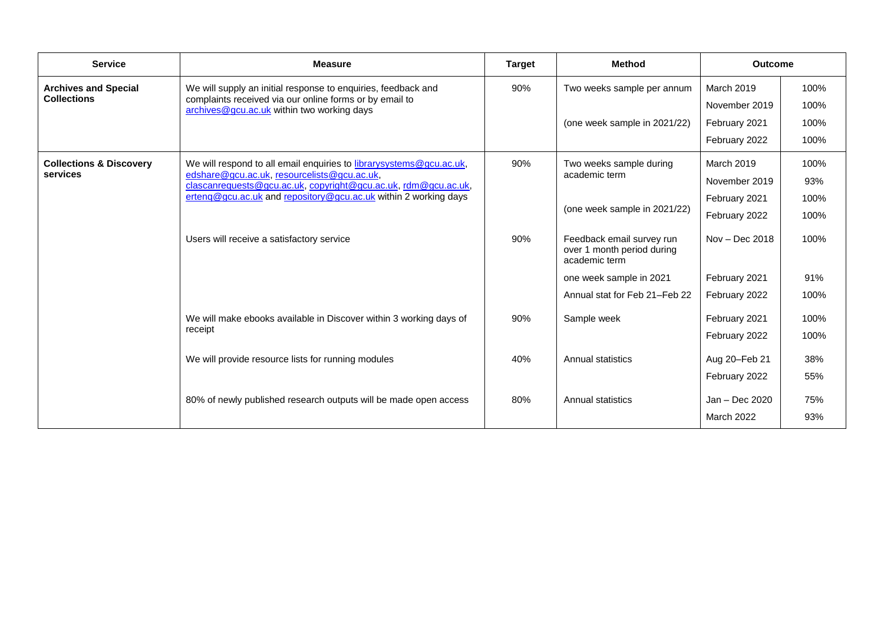| Service | Measure | Target | Method | Outcome | |
|---|---|---|---|---|---|
| **Archives and Special Collections** | We will supply an initial response to enquiries, feedback and complaints received via our online forms or by email to archives@gcu.ac.uk within two working days | 90% | Two weeks sample per annum | March 2019 | 100% |
| | | | | November 2019 | 100% |
| | | | (one week sample in 2021/22) | February 2021 | 100% |
| | | | | February 2022 | 100% |
| **Collections & Discovery services** | We will respond to all email enquiries to librarysystems@gcu.ac.uk, edshare@gcu.ac.uk, resourcelists@gcu.ac.uk, clascanrequests@gcu.ac.uk, copyright@gcu.ac.uk, rdm@gcu.ac.uk, ertenq@gcu.ac.uk and repository@gcu.ac.uk within 2 working days | 90% | Two weeks sample during academic term | March 2019 | 100% |
| | | | | November 2019 | 93% |
| | | | (one week sample in 2021/22) | February 2021 | 100% |
| | | | | February 2022 | 100% |
| | Users will receive a satisfactory service | 90% | Feedback email survey run over 1 month period during academic term | Nov – Dec 2018 | 100% |
| | | | one week sample in 2021 | February 2021 | 91% |
| | | | Annual stat for Feb 21–Feb 22 | February 2022 | 100% |
| | We will make ebooks available in Discover within 3 working days of receipt | 90% | Sample week | February 2021 | 100% |
| | | | | February 2022 | 100% |
| | We will provide resource lists for running modules | 40% | Annual statistics | Aug 20–Feb 21 | 38% |
| | | | | February 2022 | 55% |
| | 80% of newly published research outputs will be made open access | 80% | Annual statistics | Jan – Dec 2020 | 75% |
| | | | | March 2022 | 93% |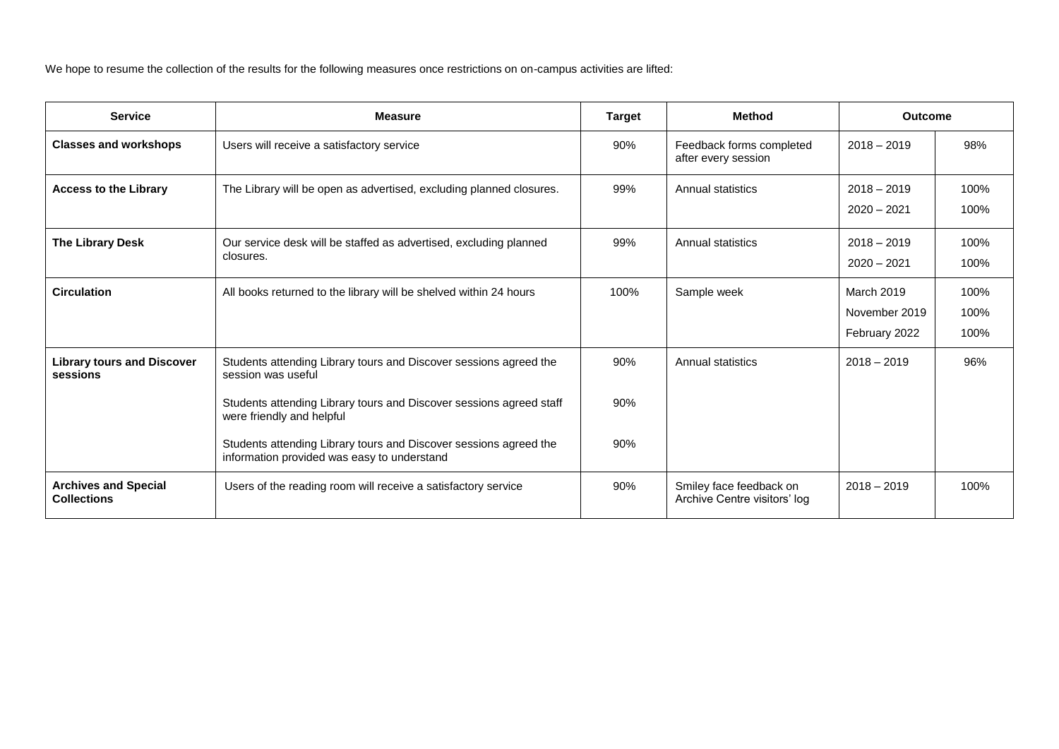We hope to resume the collection of the results for the following measures once restrictions on on-campus activities are lifted:

| Service | Measure | Target | Method | Outcome | |
|---|---|---|---|---|---|
| **Classes and workshops** | Users will receive a satisfactory service | 90% | Feedback forms completed after every session | 2018 – 2019 | 98% |
| **Access to the Library** | The Library will be open as advertised, excluding planned closures. | 99% | Annual statistics | 2018 – 2019<br>2020 – 2021 | 100%<br>100% |
| **The Library Desk** | Our service desk will be staffed as advertised, excluding planned closures. | 99% | Annual statistics | 2018 – 2019<br>2020 – 2021 | 100%<br>100% |
| **Circulation** | All books returned to the library will be shelved within 24 hours | 100% | Sample week | March 2019<br>November 2019<br>February 2022 | 100%<br>100%<br>100% |
| **Library tours and Discover sessions** | Students attending Library tours and Discover sessions agreed the session was useful<br><br>Students attending Library tours and Discover sessions agreed staff were friendly and helpful<br><br>Students attending Library tours and Discover sessions agreed the information provided was easy to understand | 90%<br><br>90%<br><br>90% | Annual statistics | 2018 – 2019 | 96% |
| **Archives and Special Collections** | Users of the reading room will receive a satisfactory service | 90% | Smiley face feedback on Archive Centre visitors' log | 2018 – 2019 | 100% |